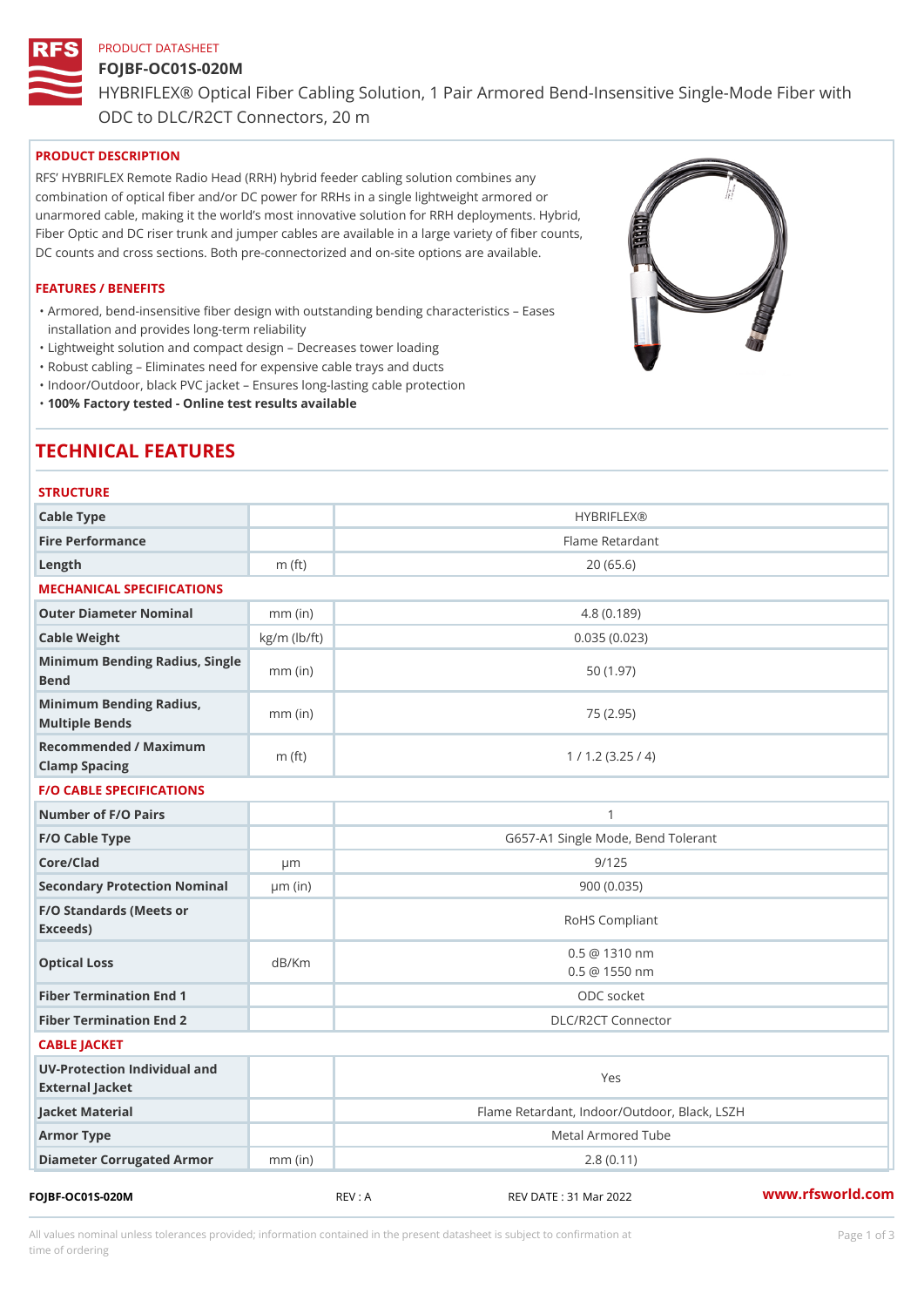PRODUCT DATASHEET

# FOJBF-OC01S-020M

HYBRIFLEX® Optical Fiber Cabling Solution, 1 Pair Armored Bend-Insensitive Single-Mode Fiber with ODC to DLC/R2CT Connectors, 20 m

## PRODUCT DESCRIPTION

RFS' HYBRIFLEX Remote Radio Head (RRH) hybrid feeder cabling solution combines any combination of optical fiber and/or DC power for RRHs in a single lightweight armored or unarmored cable, making it the world's most innovative solution for RRH deployments. Hybrid, Fiber Optic and DC riser trunk and jumper cables are available in a large variety of fiber counts, DC counts and cross sections. Both pre-connectorized and on-site options are available.

## FEATURES / BENEFITS

- Armored, bend-insensitive fiber design with outstanding bending characteristics – Eases installation and provides long-term reliability
- Lightweight solution and compact design – Decreases tower loading
- Robust cabling – Eliminates need for expensive cable trays and ducts
- Indoor/Outdoor, black PVC jacket – Ensures long-lasting cable protection
- **100% Factory tested - Online test results available**

# TECHNICAL FEATURES

## STRUCTURE

| | | |
|---|---|---|
| Cable Type | | HYBRIFLEX® |
| Fire Performance | | Flame Retardant |
| Length | m (ft) | 20 (65.6) |

## MECHANICAL SPECIFICATIONS

| | | |
|---|---|---|
| Outer Diameter Nominal | mm (in) | 4.8 (0.189) |
| Cable Weight | kg/m (lb/ft) | 0.035 (0.023) |
| Minimum Bending Radius, Single Bend | mm (in) | 50 (1.97) |
| Minimum Bending Radius, Multiple Bends | mm (in) | 75 (2.95) |
| Recommended / Maximum Clamp Spacing | m (ft) | 1 / 1.2 (3.25 / 4) |

## F/O CABLE SPECIFICATIONS

| | | |
|---|---|---|
| Number of F/O Pairs | | 1 |
| F/O Cable Type | | G657-A1 Single Mode, Bend Tolerant |
| Core/Clad | μm | 9/125 |
| Secondary Protection Nominal | μm (in) | 900 (0.035) |
| F/O Standards (Meets or Exceeds) | | RoHS Compliant |
| Optical Loss | dB/Km | 0.5 @ 1310 nm<br>0.5 @ 1550 nm |
| Fiber Termination End 1 | | ODC socket |
| Fiber Termination End 2 | | DLC/R2CT Connector |

## CABLE JACKET

| | | |
|---|---|---|
| UV-Protection Individual and External Jacket | | Yes |
| Jacket Material | | Flame Retardant, Indoor/Outdoor, Black, LSZH |
| Armor Type | | Metal Armored Tube |
| Diameter Corrugated Armor | mm (in) | 2.8 (0.11) |

FOJBF-OC01S-020M REV : A REV DATE : 31 Mar 2022 www.rfsworld.com

All values nominal unless tolerances provided; information contained in the present datasheet is subject to confirmation at time of ordering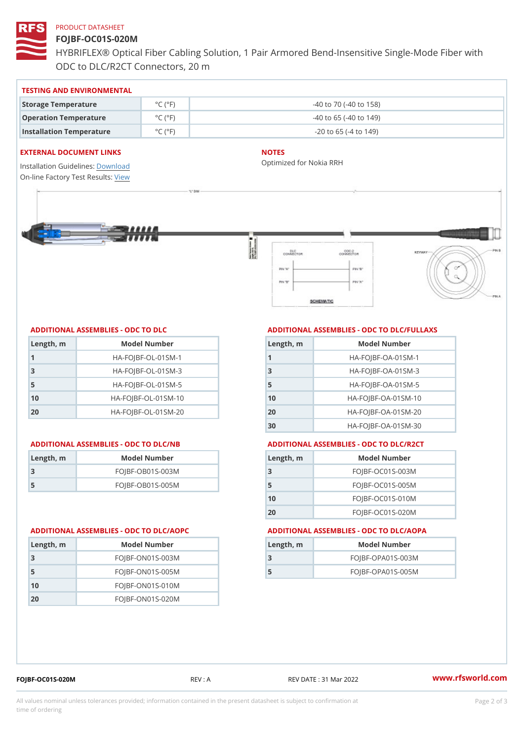PRODUCT DATASHEET

# FOJBF-OC01S-020M

HYBRIFLEX® Optical Fiber Cabling Solution, 1 Pair Armored Bend-Insensitive Single-Mode Fiber with ODC to DLC/R2CT Connectors, 20 m

## TESTING AND ENVIRONMENTAL

| | | |
|---|---|---|
| **Storage Temperature** | °C (°F) | -40 to 70 (-40 to 158) |
| **Operation Temperature** | °C (°F) | -40 to 65 (-40 to 149) |
| **Installation Temperature** | °C (°F) | -20 to 65 (-4 to 149) |

## EXTERNAL DOCUMENT LINKS

Installation Guidelines: Download
On-line Factory Test Results: View

## NOTES

Optimized for Nokia RRH

## ADDITIONAL ASSEMBLIES - ODC TO DLC

| Length, m | Model Number |
|---|---|
| 1 | HA-FOJBF-OL-01SM-1 |
| 3 | HA-FOJBF-OL-01SM-3 |
| 5 | HA-FOJBF-OL-01SM-5 |
| 10 | HA-FOJBF-OL-01SM-10 |
| 20 | HA-FOJBF-OL-01SM-20 |

## ADDITIONAL ASSEMBLIES - ODC TO DLC/FULLAXS

| Length, m | Model Number |
|---|---|
| 1 | HA-FOJBF-OA-01SM-1 |
| 3 | HA-FOJBF-OA-01SM-3 |
| 5 | HA-FOJBF-OA-01SM-5 |
| 10 | HA-FOJBF-OA-01SM-10 |
| 20 | HA-FOJBF-OA-01SM-20 |
| 30 | HA-FOJBF-OA-01SM-30 |

## ADDITIONAL ASSEMBLIES - ODC TO DLC/NB

| Length, m | Model Number |
|---|---|
| 3 | FOJBF-OB01S-003M |
| 5 | FOJBF-OB01S-005M |

## ADDITIONAL ASSEMBLIES - ODC TO DLC/R2CT

| Length, m | Model Number |
|---|---|
| 3 | FOJBF-OC01S-003M |
| 5 | FOJBF-OC01S-005M |
| 10 | FOJBF-OC01S-010M |
| 20 | FOJBF-OC01S-020M |

## ADDITIONAL ASSEMBLIES - ODC TO DLC/AOPC

| Length, m | Model Number |
|---|---|
| 3 | FOJBF-ON01S-003M |
| 5 | FOJBF-ON01S-005M |
| 10 | FOJBF-ON01S-010M |
| 20 | FOJBF-ON01S-020M |

## ADDITIONAL ASSEMBLIES - ODC TO DLC/AOPA

| Length, m | Model Number |
|---|---|
| 3 | FOJBF-OPA01S-003M |
| 5 | FOJBF-OPA01S-005M |

FOJBF-OC01S-020M REV : A REV DATE : 31 Mar 2022 www.rfsworld.com

All values nominal unless tolerances provided; information contained in the present datasheet is subject to confirmation at time of ordering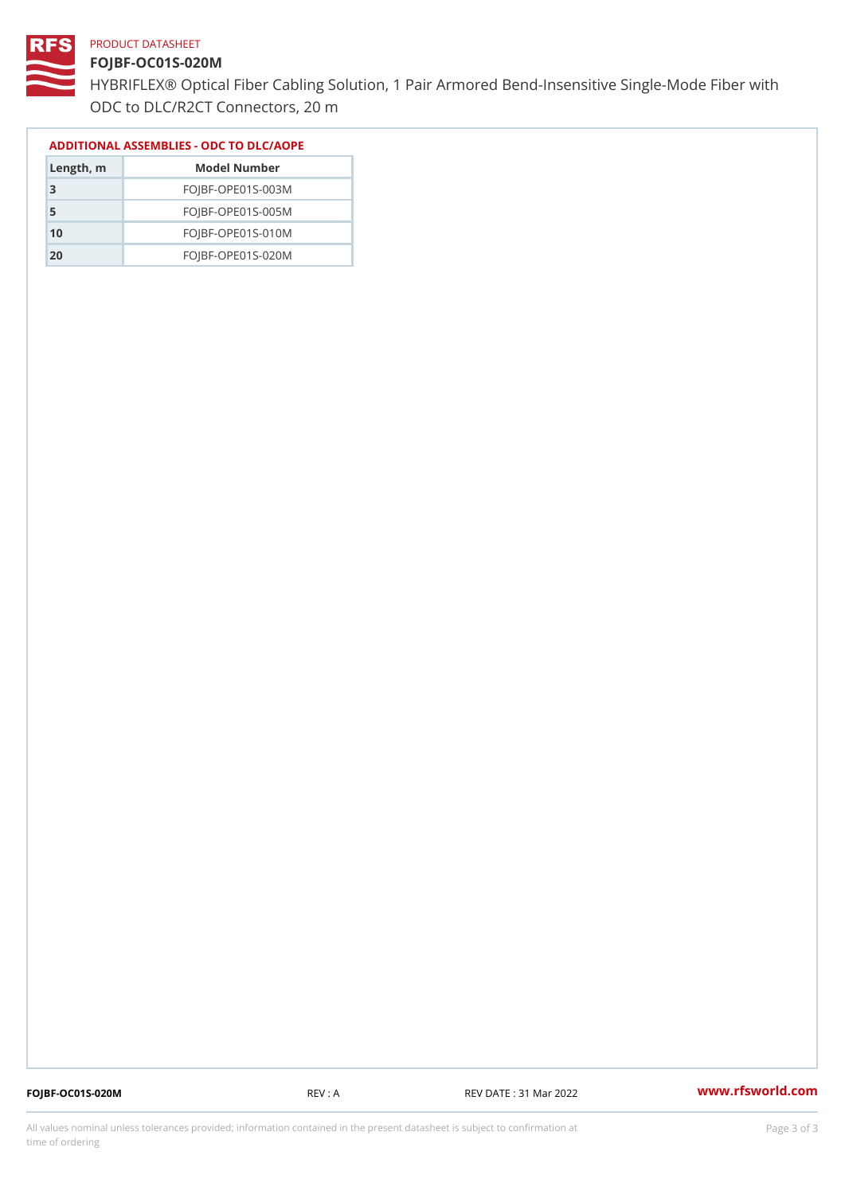PRODUCT DATASHEET

# FOJBF-OC01S-020M

HYBRIFLEX® Optical Fiber Cabling Solution, 1 Pair Armored Bend-Insensitive Single-Mode Fiber with ODC to DLC/R2CT Connectors, 20 m

## ADDITIONAL ASSEMBLIES - ODC TO DLC/AOPE

| Length, m | Model Number |
|---|---|
| 3 | FOJBF-OPE01S-003M |
| 5 | FOJBF-OPE01S-005M |
| 10 | FOJBF-OPE01S-010M |
| 20 | FOJBF-OPE01S-020M |

FOJBF-OC01S-020M REV : A REV DATE : 31 Mar 2022 www.rfsworld.com

All values nominal unless tolerances provided; information contained in the present datasheet is subject to confirmation at time of ordering